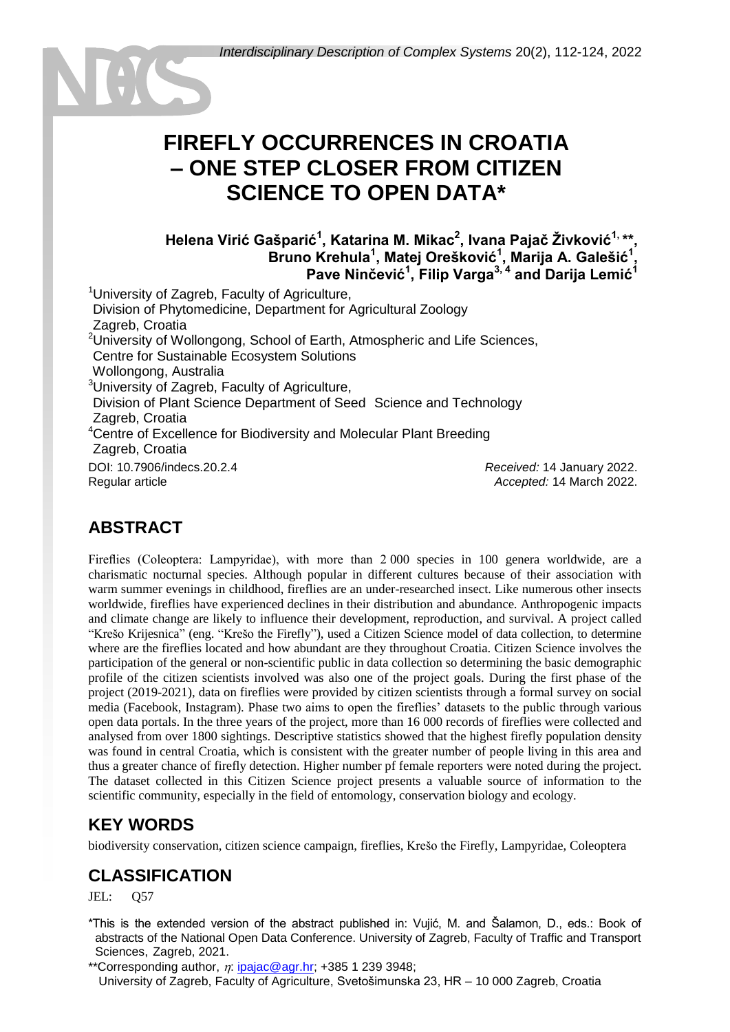# FIREFLY OCCURRENCES IN CROATIA – ONE STEP CLOSER FROM CITIZEN SCIENCE TO OPEN DATA*

**Helena Virić Gašparić[1], Katarina M. Mikac[2], Ivana Pajač Živković[1, **], Bruno Krehula[1], Matej Orešković[1], Marija A. Galešić[1], Pave Ninčević[1], Filip Varga[3, 4] and Darija Lemić[1]**

[1]University of Zagreb, Faculty of Agriculture,
Division of Phytomedicine, Department for Agricultural Zoology
Zagreb, Croatia

[2]University of Wollongong, School of Earth, Atmospheric and Life Sciences,
Centre for Sustainable Ecosystem Solutions
Wollongong, Australia

[3]University of Zagreb, Faculty of Agriculture,
Division of Plant Science Department of Seed Science and Technology
Zagreb, Croatia

[4]Centre of Excellence for Biodiversity and Molecular Plant Breeding
Zagreb, Croatia

DOI: 10.7906/indecs.20.2.4
Regular article

*Received:* 14 January 2022.
*Accepted:* 14 March 2022.

## ABSTRACT

Fireflies (Coleoptera: Lampyridae), with more than 2 000 species in 100 genera worldwide, are a charismatic nocturnal species. Although popular in different cultures because of their association with warm summer evenings in childhood, fireflies are an under-researched insect. Like numerous other insects worldwide, fireflies have experienced declines in their distribution and abundance. Anthropogenic impacts and climate change are likely to influence their development, reproduction, and survival. A project called "Krešo Krijesnica" (eng. "Krešo the Firefly"), used a Citizen Science model of data collection, to determine where are the fireflies located and how abundant are they throughout Croatia. Citizen Science involves the participation of the general or non-scientific public in data collection so determining the basic demographic profile of the citizen scientists involved was also one of the project goals. During the first phase of the project (2019-2021), data on fireflies were provided by citizen scientists through a formal survey on social media (Facebook, Instagram). Phase two aims to open the fireflies' datasets to the public through various open data portals. In the three years of the project, more than 16 000 records of fireflies were collected and analysed from over 1800 sightings. Descriptive statistics showed that the highest firefly population density was found in central Croatia, which is consistent with the greater number of people living in this area and thus a greater chance of firefly detection. Higher number pf female reporters were noted during the project. The dataset collected in this Citizen Science project presents a valuable source of information to the scientific community, especially in the field of entomology, conservation biology and ecology.

## KEY WORDS

biodiversity conservation, citizen science campaign, fireflies, Krešo the Firefly, Lampyridae, Coleoptera

## CLASSIFICATION

JEL: Q57

*This is the extended version of the abstract published in: Vujić, M. and Šalamon, D., eds.: Book of abstracts of the National Open Data Conference. University of Zagreb, Faculty of Traffic and Transport Sciences, Zagreb, 2021.

**Corresponding author, $\eta$: ipajac@agr.hr; +385 1 239 3948;
University of Zagreb, Faculty of Agriculture, Svetošimunska 23, HR – 10 000 Zagreb, Croatia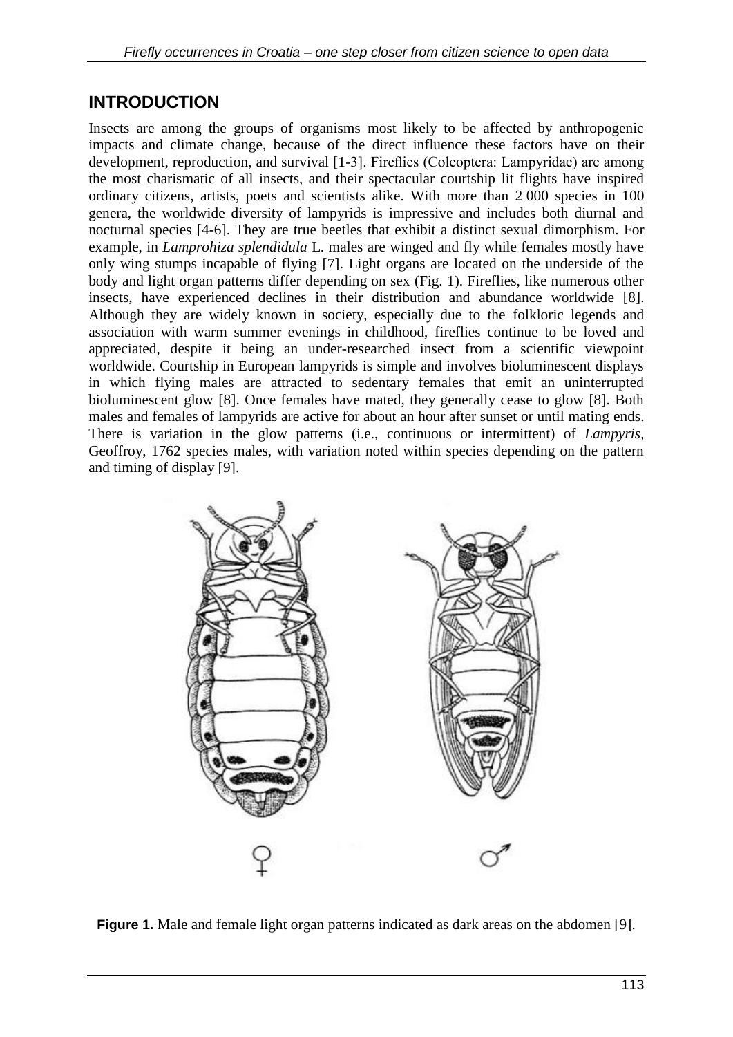## INTRODUCTION

Insects are among the groups of organisms most likely to be affected by anthropogenic impacts and climate change, because of the direct influence these factors have on their development, reproduction, and survival [1-3]. Fireflies (Coleoptera: Lampyridae) are among the most charismatic of all insects, and their spectacular courtship lit flights have inspired ordinary citizens, artists, poets and scientists alike. With more than 2 000 species in 100 genera, the worldwide diversity of lampyrids is impressive and includes both diurnal and nocturnal species [4-6]. They are true beetles that exhibit a distinct sexual dimorphism. For example, in *Lamprohiza splendidula* L. males are winged and fly while females mostly have only wing stumps incapable of flying [7]. Light organs are located on the underside of the body and light organ patterns differ depending on sex (Fig. 1). Fireflies, like numerous other insects, have experienced declines in their distribution and abundance worldwide [8]. Although they are widely known in society, especially due to the folkloric legends and association with warm summer evenings in childhood, fireflies continue to be loved and appreciated, despite it being an under-researched insect from a scientific viewpoint worldwide. Courtship in European lampyrids is simple and involves bioluminescent displays in which flying males are attracted to sedentary females that emit an uninterrupted bioluminescent glow [8]. Once females have mated, they generally cease to glow [8]. Both males and females of lampyrids are active for about an hour after sunset or until mating ends. There is variation in the glow patterns (i.e., continuous or intermittent) of *Lampyris*, Geoffroy, 1762 species males, with variation noted within species depending on the pattern and timing of display [9].

♀ ♂

**Figure 1.** Male and female light organ patterns indicated as dark areas on the abdomen [9].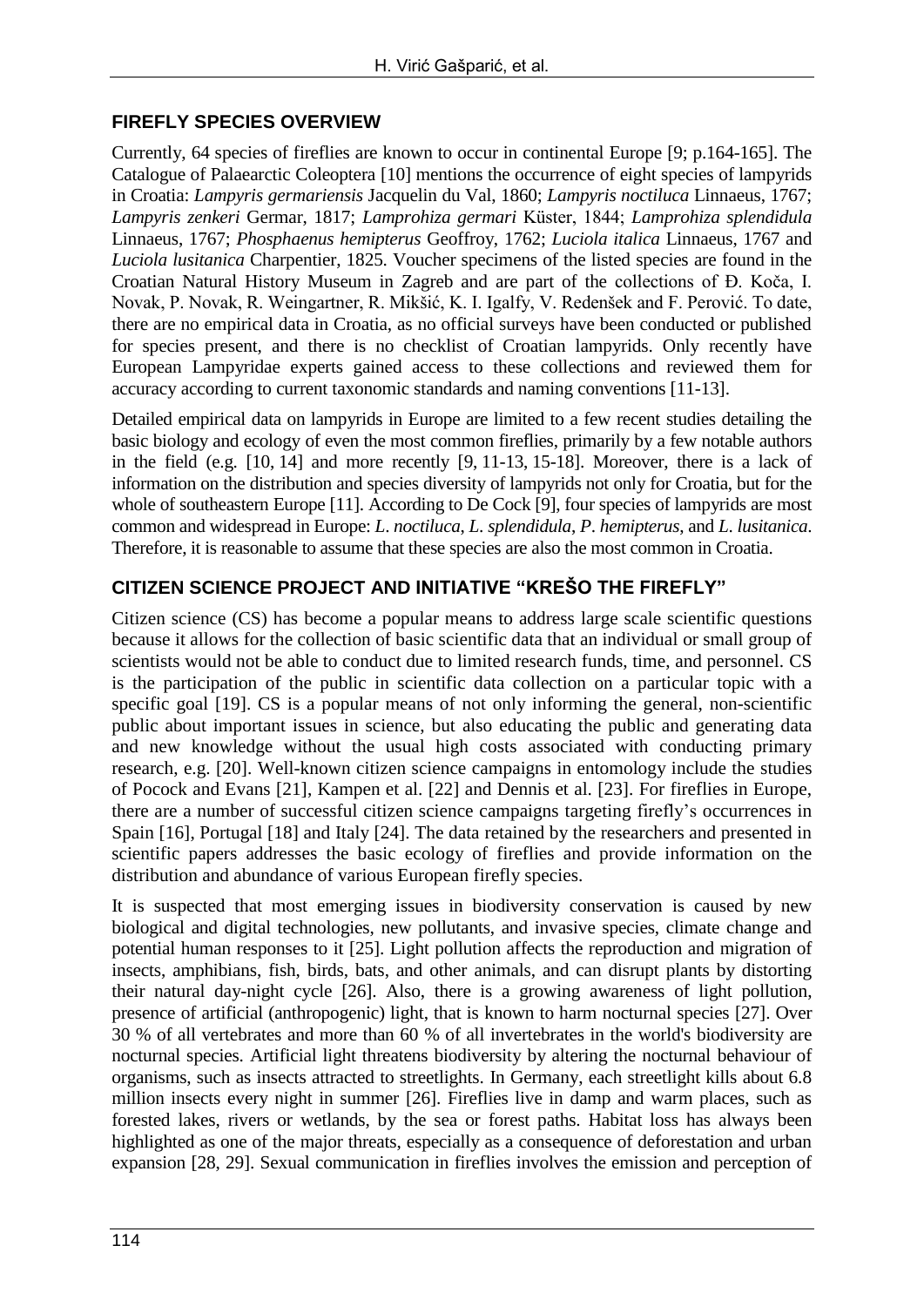## FIREFLY SPECIES OVERVIEW

Currently, 64 species of fireflies are known to occur in continental Europe [9; p.164-165]. The Catalogue of Palaearctic Coleoptera [10] mentions the occurrence of eight species of lampyrids in Croatia: *Lampyris germariensis* Jacquelin du Val, 1860; *Lampyris noctiluca* Linnaeus, 1767; *Lampyris zenkeri* Germar, 1817; *Lamprohiza germari* Küster, 1844; *Lamprohiza splendidula* Linnaeus, 1767; *Phosphaenus hemipterus* Geoffroy, 1762; *Luciola italica* Linnaeus, 1767 and *Luciola lusitanica* Charpentier, 1825. Voucher specimens of the listed species are found in the Croatian Natural History Museum in Zagreb and are part of the collections of Đ. Koča, I. Novak, P. Novak, R. Weingartner, R. Mikšić, K. I. Igalfy, V. Redenšek and F. Perović. To date, there are no empirical data in Croatia, as no official surveys have been conducted or published for species present, and there is no checklist of Croatian lampyrids. Only recently have European Lampyridae experts gained access to these collections and reviewed them for accuracy according to current taxonomic standards and naming conventions [11-13].

Detailed empirical data on lampyrids in Europe are limited to a few recent studies detailing the basic biology and ecology of even the most common fireflies, primarily by a few notable authors in the field (e.g. [10, 14] and more recently [9, 11-13, 15-18]. Moreover, there is a lack of information on the distribution and species diversity of lampyrids not only for Croatia, but for the whole of southeastern Europe [11]. According to De Cock [9], four species of lampyrids are most common and widespread in Europe: *L. noctiluca*, *L. splendidula*, *P. hemipterus*, and *L. lusitanica*. Therefore, it is reasonable to assume that these species are also the most common in Croatia.

## CITIZEN SCIENCE PROJECT AND INITIATIVE "KREŠO THE FIREFLY"

Citizen science (CS) has become a popular means to address large scale scientific questions because it allows for the collection of basic scientific data that an individual or small group of scientists would not be able to conduct due to limited research funds, time, and personnel. CS is the participation of the public in scientific data collection on a particular topic with a specific goal [19]. CS is a popular means of not only informing the general, non-scientific public about important issues in science, but also educating the public and generating data and new knowledge without the usual high costs associated with conducting primary research, e.g. [20]. Well-known citizen science campaigns in entomology include the studies of Pocock and Evans [21], Kampen et al. [22] and Dennis et al. [23]. For fireflies in Europe, there are a number of successful citizen science campaigns targeting firefly's occurrences in Spain [16], Portugal [18] and Italy [24]. The data retained by the researchers and presented in scientific papers addresses the basic ecology of fireflies and provide information on the distribution and abundance of various European firefly species.

It is suspected that most emerging issues in biodiversity conservation is caused by new biological and digital technologies, new pollutants, and invasive species, climate change and potential human responses to it [25]. Light pollution affects the reproduction and migration of insects, amphibians, fish, birds, bats, and other animals, and can disrupt plants by distorting their natural day-night cycle [26]. Also, there is a growing awareness of light pollution, presence of artificial (anthropogenic) light, that is known to harm nocturnal species [27]. Over 30 % of all vertebrates and more than 60 % of all invertebrates in the world's biodiversity are nocturnal species. Artificial light threatens biodiversity by altering the nocturnal behaviour of organisms, such as insects attracted to streetlights. In Germany, each streetlight kills about 6.8 million insects every night in summer [26]. Fireflies live in damp and warm places, such as forested lakes, rivers or wetlands, by the sea or forest paths. Habitat loss has always been highlighted as one of the major threats, especially as a consequence of deforestation and urban expansion [28, 29]. Sexual communication in fireflies involves the emission and perception of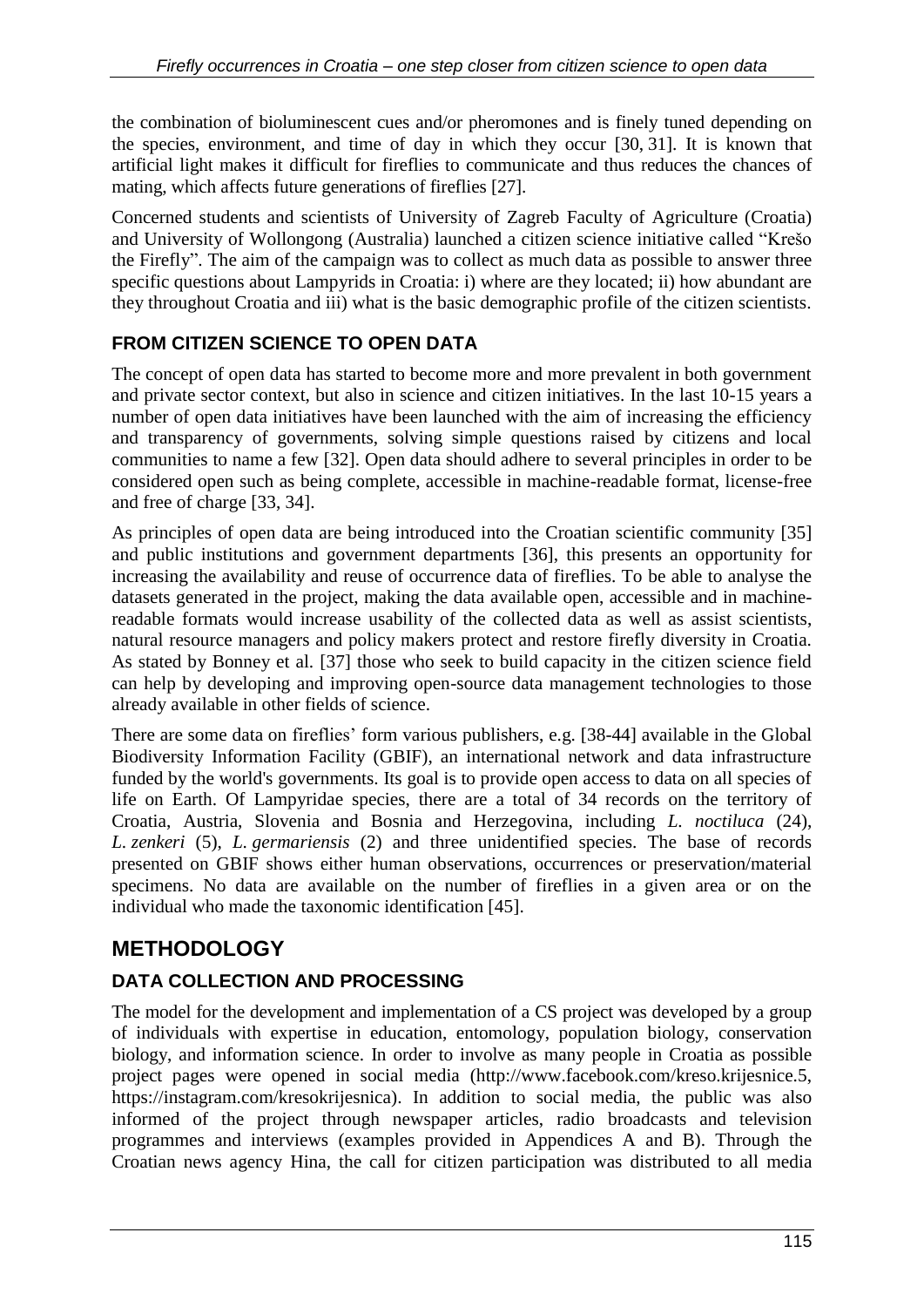the combination of bioluminescent cues and/or pheromones and is finely tuned depending on the species, environment, and time of day in which they occur [30, 31]. It is known that artificial light makes it difficult for fireflies to communicate and thus reduces the chances of mating, which affects future generations of fireflies [27].

Concerned students and scientists of University of Zagreb Faculty of Agriculture (Croatia) and University of Wollongong (Australia) launched a citizen science initiative called "Krešo the Firefly". The aim of the campaign was to collect as much data as possible to answer three specific questions about Lampyrids in Croatia: i) where are they located; ii) how abundant are they throughout Croatia and iii) what is the basic demographic profile of the citizen scientists.

### FROM CITIZEN SCIENCE TO OPEN DATA

The concept of open data has started to become more and more prevalent in both government and private sector context, but also in science and citizen initiatives. In the last 10-15 years a number of open data initiatives have been launched with the aim of increasing the efficiency and transparency of governments, solving simple questions raised by citizens and local communities to name a few [32]. Open data should adhere to several principles in order to be considered open such as being complete, accessible in machine-readable format, license-free and free of charge [33, 34].

As principles of open data are being introduced into the Croatian scientific community [35] and public institutions and government departments [36], this presents an opportunity for increasing the availability and reuse of occurrence data of fireflies. To be able to analyse the datasets generated in the project, making the data available open, accessible and in machine-readable formats would increase usability of the collected data as well as assist scientists, natural resource managers and policy makers protect and restore firefly diversity in Croatia. As stated by Bonney et al. [37] those who seek to build capacity in the citizen science field can help by developing and improving open-source data management technologies to those already available in other fields of science.

There are some data on fireflies' form various publishers, e.g. [38-44] available in the Global Biodiversity Information Facility (GBIF), an international network and data infrastructure funded by the world's governments. Its goal is to provide open access to data on all species of life on Earth. Of Lampyridae species, there are a total of 34 records on the territory of Croatia, Austria, Slovenia and Bosnia and Herzegovina, including *L. noctiluca* (24), *L. zenkeri* (5), *L. germariensis* (2) and three unidentified species. The base of records presented on GBIF shows either human observations, occurrences or preservation/material specimens. No data are available on the number of fireflies in a given area or on the individual who made the taxonomic identification [45].

## METHODOLOGY

### DATA COLLECTION AND PROCESSING

The model for the development and implementation of a CS project was developed by a group of individuals with expertise in education, entomology, population biology, conservation biology, and information science. In order to involve as many people in Croatia as possible project pages were opened in social media (http://www.facebook.com/kreso.krijesnice.5, https://instagram.com/kresokrijesnica). In addition to social media, the public was also informed of the project through newspaper articles, radio broadcasts and television programmes and interviews (examples provided in Appendices A and B). Through the Croatian news agency Hina, the call for citizen participation was distributed to all media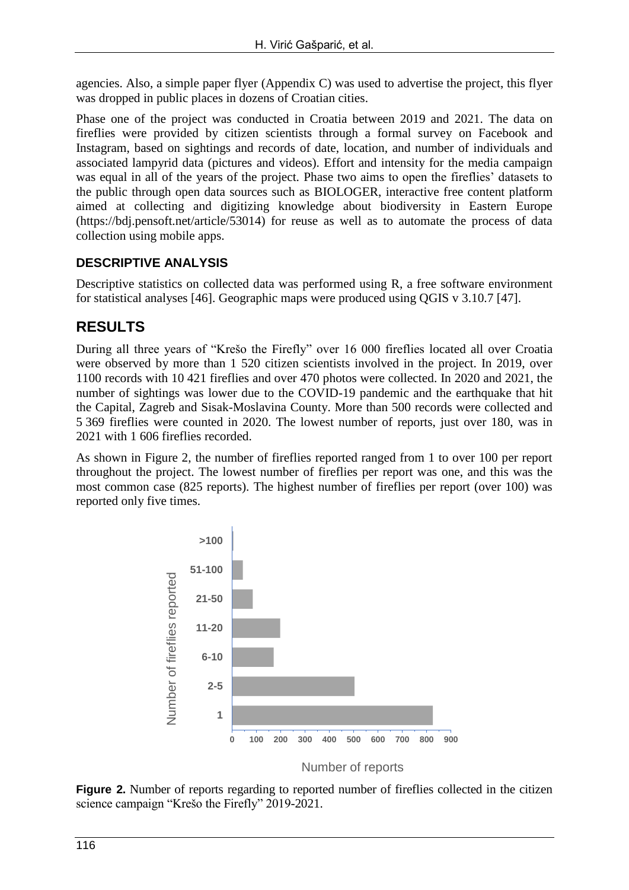agencies. Also, a simple paper flyer (Appendix C) was used to advertise the project, this flyer was dropped in public places in dozens of Croatian cities.

Phase one of the project was conducted in Croatia between 2019 and 2021. The data on fireflies were provided by citizen scientists through a formal survey on Facebook and Instagram, based on sightings and records of date, location, and number of individuals and associated lampyrid data (pictures and videos). Effort and intensity for the media campaign was equal in all of the years of the project. Phase two aims to open the fireflies' datasets to the public through open data sources such as BIOLOGER, interactive free content platform aimed at collecting and digitizing knowledge about biodiversity in Eastern Europe (https://bdj.pensoft.net/article/53014) for reuse as well as to automate the process of data collection using mobile apps.

### DESCRIPTIVE ANALYSIS

Descriptive statistics on collected data was performed using R, a free software environment for statistical analyses [46]. Geographic maps were produced using QGIS v 3.10.7 [47].

## RESULTS

During all three years of "Krešo the Firefly" over 16 000 fireflies located all over Croatia were observed by more than 1 520 citizen scientists involved in the project. In 2019, over 1100 records with 10 421 fireflies and over 470 photos were collected. In 2020 and 2021, the number of sightings was lower due to the COVID-19 pandemic and the earthquake that hit the Capital, Zagreb and Sisak-Moslavina County. More than 500 records were collected and 5 369 fireflies were counted in 2020. The lowest number of reports, just over 180, was in 2021 with 1 606 fireflies recorded.

As shown in Figure 2, the number of fireflies reported ranged from 1 to over 100 per report throughout the project. The lowest number of fireflies per report was one, and this was the most common case (825 reports). The highest number of fireflies per report (over 100) was reported only five times.

**Figure 2.** Number of reports regarding to reported number of fireflies collected in the citizen science campaign "Krešo the Firefly" 2019-2021.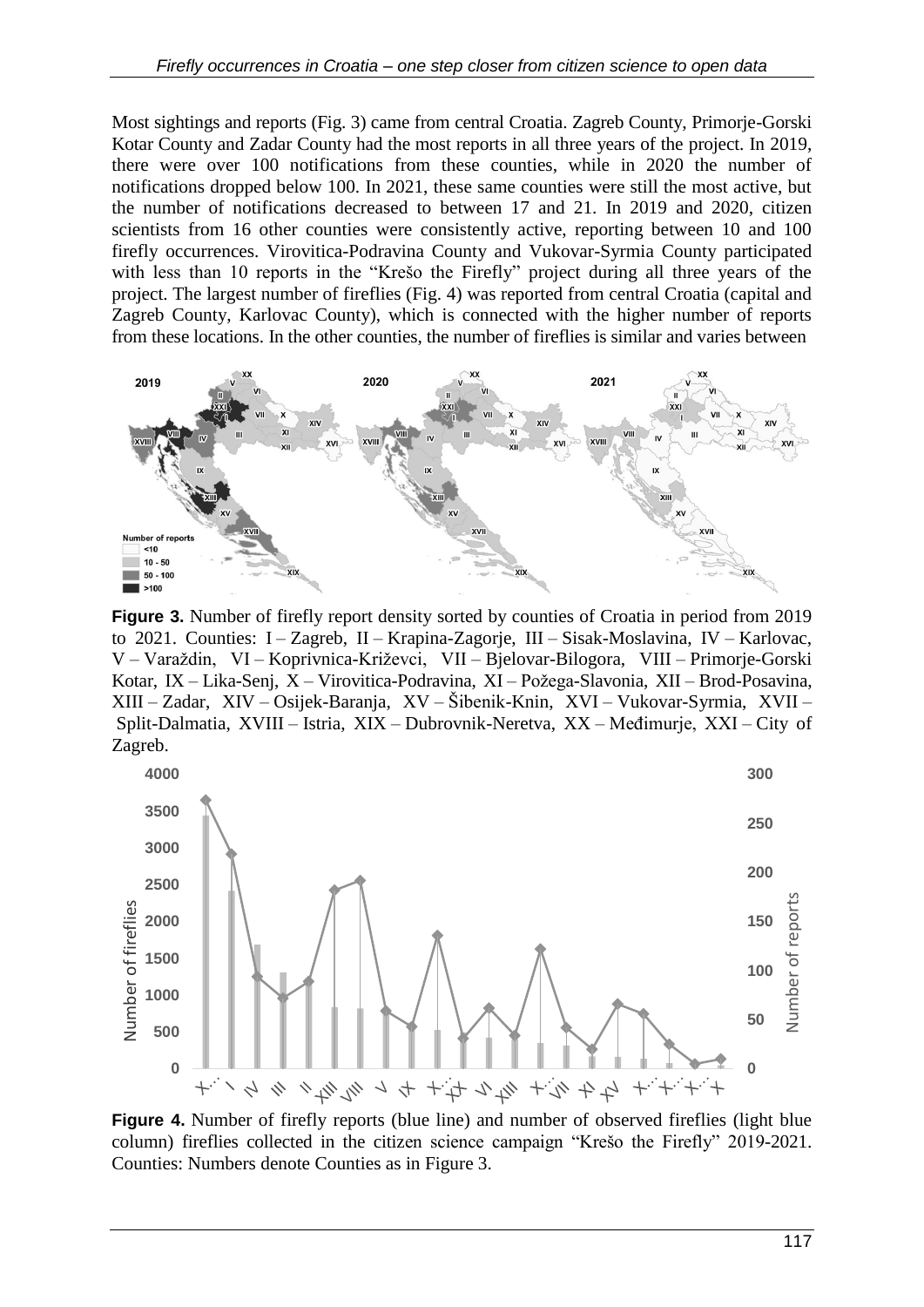Most sightings and reports (Fig. 3) came from central Croatia. Zagreb County, Primorje-Gorski Kotar County and Zadar County had the most reports in all three years of the project. In 2019, there were over 100 notifications from these counties, while in 2020 the number of notifications dropped below 100. In 2021, these same counties were still the most active, but the number of notifications decreased to between 17 and 21. In 2019 and 2020, citizen scientists from 16 other counties were consistently active, reporting between 10 and 100 firefly occurrences. Virovitica-Podravina County and Vukovar-Syrmia County participated with less than 10 reports in the "Krešo the Firefly" project during all three years of the project. The largest number of fireflies (Fig. 4) was reported from central Croatia (capital and Zagreb County, Karlovac County), which is connected with the higher number of reports from these locations. In the other counties, the number of fireflies is similar and varies between

**Figure 3.** Number of firefly report density sorted by counties of Croatia in period from 2019 to 2021. Counties: I – Zagreb, II – Krapina-Zagorje, III – Sisak-Moslavina, IV – Karlovac, V – Varaždin, VI – Koprivnica-Križevci, VII – Bjelovar-Bilogora, VIII – Primorje-Gorski Kotar, IX – Lika-Senj, X – Virovitica-Podravina, XI – Požega-Slavonia, XII – Brod-Posavina, XIII – Zadar, XIV – Osijek-Baranja, XV – Šibenik-Knin, XVI – Vukovar-Syrmia, XVII – Split-Dalmatia, XVIII – Istria, XIX – Dubrovnik-Neretva, XX – Međimurje, XXI – City of Zagreb.

**Figure 4.** Number of firefly reports (blue line) and number of observed fireflies (light blue column) fireflies collected in the citizen science campaign "Krešo the Firefly" 2019-2021. Counties: Numbers denote Counties as in Figure 3.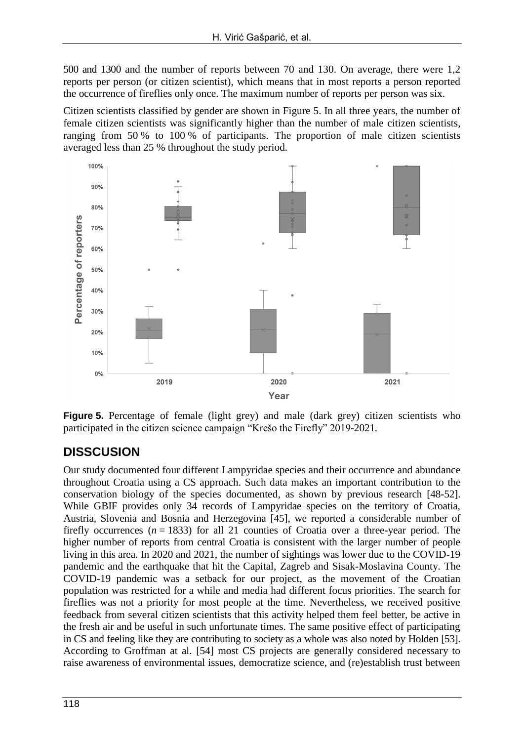500 and 1300 and the number of reports between 70 and 130. On average, there were 1,2 reports per person (or citizen scientist), which means that in most reports a person reported the occurrence of fireflies only once. The maximum number of reports per person was six.

Citizen scientists classified by gender are shown in Figure 5. In all three years, the number of female citizen scientists was significantly higher than the number of male citizen scientists, ranging from 50 % to 100 % of participants. The proportion of male citizen scientists averaged less than 25 % throughout the study period.

**Figure 5.** Percentage of female (light grey) and male (dark grey) citizen scientists who participated in the citizen science campaign "Krešo the Firefly" 2019-2021.

## DISSCUSION

Our study documented four different Lampyridae species and their occurrence and abundance throughout Croatia using a CS approach. Such data makes an important contribution to the conservation biology of the species documented, as shown by previous research [48-52]. While GBIF provides only 34 records of Lampyridae species on the territory of Croatia, Austria, Slovenia and Bosnia and Herzegovina [45], we reported a considerable number of firefly occurrences ($n = 1833$) for all 21 counties of Croatia over a three-year period. The higher number of reports from central Croatia is consistent with the larger number of people living in this area. In 2020 and 2021, the number of sightings was lower due to the COVID-19 pandemic and the earthquake that hit the Capital, Zagreb and Sisak-Moslavina County. The COVID-19 pandemic was a setback for our project, as the movement of the Croatian population was restricted for a while and media had different focus priorities. The search for fireflies was not a priority for most people at the time. Nevertheless, we received positive feedback from several citizen scientists that this activity helped them feel better, be active in the fresh air and be useful in such unfortunate times. The same positive effect of participating in CS and feeling like they are contributing to society as a whole was also noted by Holden [53]. According to Groffman at al. [54] most CS projects are generally considered necessary to raise awareness of environmental issues, democratize science, and (re)establish trust between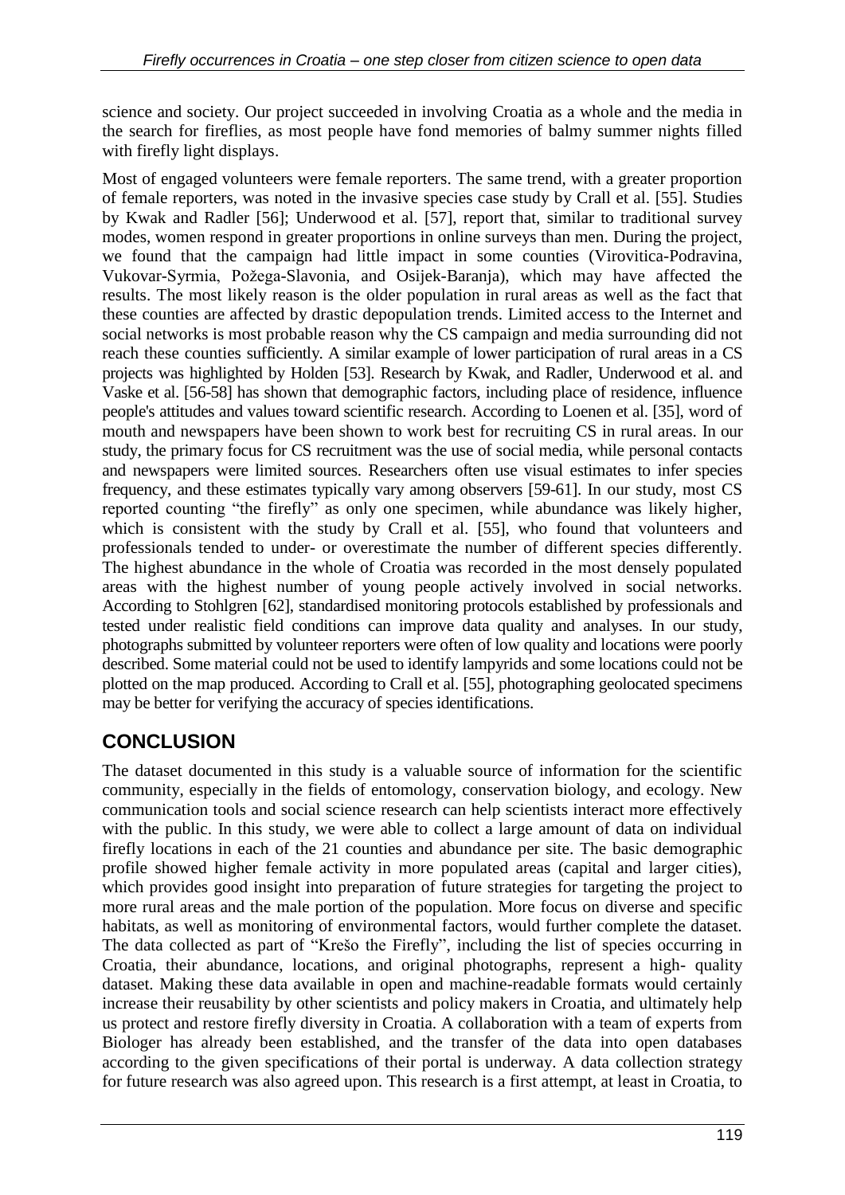science and society. Our project succeeded in involving Croatia as a whole and the media in the search for fireflies, as most people have fond memories of balmy summer nights filled with firefly light displays.

Most of engaged volunteers were female reporters. The same trend, with a greater proportion of female reporters, was noted in the invasive species case study by Crall et al. [55]. Studies by Kwak and Radler [56]; Underwood et al. [57], report that, similar to traditional survey modes, women respond in greater proportions in online surveys than men. During the project, we found that the campaign had little impact in some counties (Virovitica-Podravina, Vukovar-Syrmia, Požega-Slavonia, and Osijek-Baranja), which may have affected the results. The most likely reason is the older population in rural areas as well as the fact that these counties are affected by drastic depopulation trends. Limited access to the Internet and social networks is most probable reason why the CS campaign and media surrounding did not reach these counties sufficiently. A similar example of lower participation of rural areas in a CS projects was highlighted by Holden [53]. Research by Kwak, and Radler, Underwood et al. and Vaske et al. [56-58] has shown that demographic factors, including place of residence, influence people's attitudes and values toward scientific research. According to Loenen et al. [35], word of mouth and newspapers have been shown to work best for recruiting CS in rural areas. In our study, the primary focus for CS recruitment was the use of social media, while personal contacts and newspapers were limited sources. Researchers often use visual estimates to infer species frequency, and these estimates typically vary among observers [59-61]. In our study, most CS reported counting "the firefly" as only one specimen, while abundance was likely higher, which is consistent with the study by Crall et al. [55], who found that volunteers and professionals tended to under- or overestimate the number of different species differently. The highest abundance in the whole of Croatia was recorded in the most densely populated areas with the highest number of young people actively involved in social networks. According to Stohlgren [62], standardised monitoring protocols established by professionals and tested under realistic field conditions can improve data quality and analyses. In our study, photographs submitted by volunteer reporters were often of low quality and locations were poorly described. Some material could not be used to identify lampyrids and some locations could not be plotted on the map produced. According to Crall et al. [55], photographing geolocated specimens may be better for verifying the accuracy of species identifications.

## CONCLUSION

The dataset documented in this study is a valuable source of information for the scientific community, especially in the fields of entomology, conservation biology, and ecology. New communication tools and social science research can help scientists interact more effectively with the public. In this study, we were able to collect a large amount of data on individual firefly locations in each of the 21 counties and abundance per site. The basic demographic profile showed higher female activity in more populated areas (capital and larger cities), which provides good insight into preparation of future strategies for targeting the project to more rural areas and the male portion of the population. More focus on diverse and specific habitats, as well as monitoring of environmental factors, would further complete the dataset. The data collected as part of "Krešo the Firefly", including the list of species occurring in Croatia, their abundance, locations, and original photographs, represent a high- quality dataset. Making these data available in open and machine-readable formats would certainly increase their reusability by other scientists and policy makers in Croatia, and ultimately help us protect and restore firefly diversity in Croatia. A collaboration with a team of experts from Biologer has already been established, and the transfer of the data into open databases according to the given specifications of their portal is underway. A data collection strategy for future research was also agreed upon. This research is a first attempt, at least in Croatia, to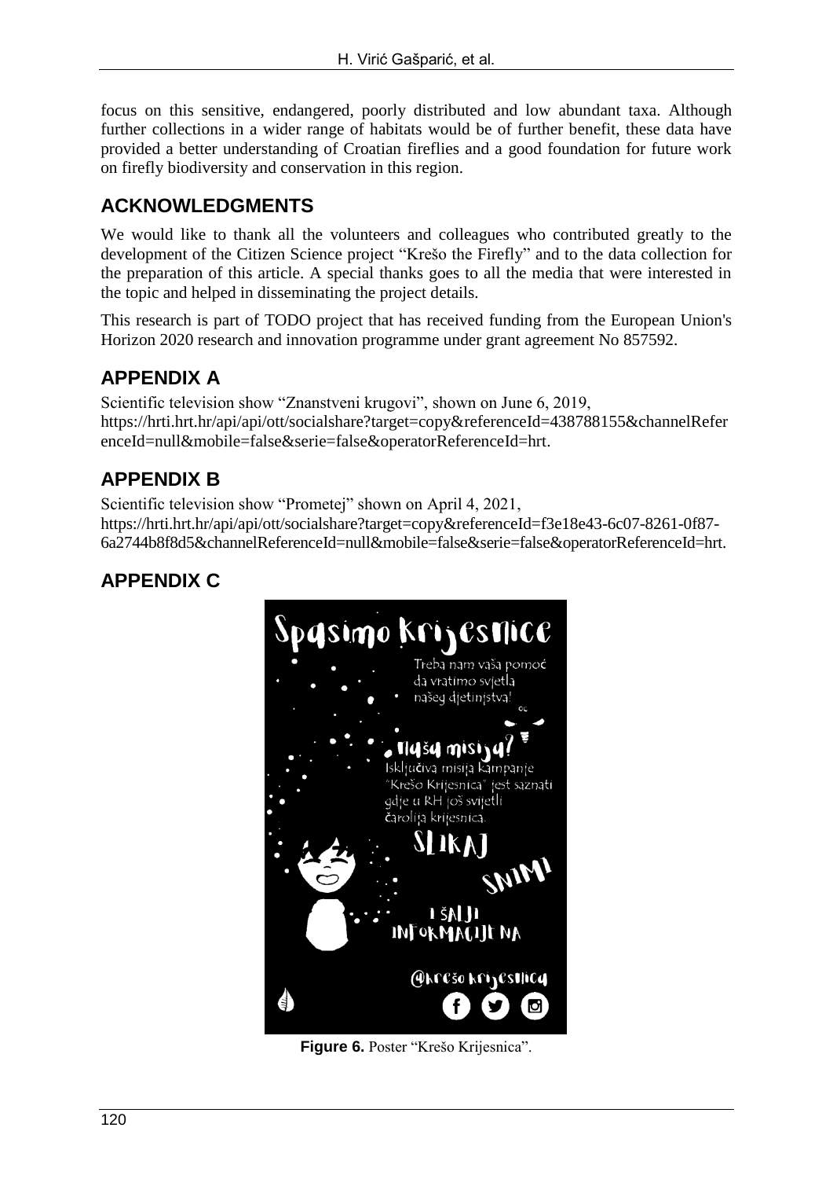focus on this sensitive, endangered, poorly distributed and low abundant taxa. Although further collections in a wider range of habitats would be of further benefit, these data have provided a better understanding of Croatian fireflies and a good foundation for future work on firefly biodiversity and conservation in this region.

## ACKNOWLEDGMENTS

We would like to thank all the volunteers and colleagues who contributed greatly to the development of the Citizen Science project "Krešo the Firefly" and to the data collection for the preparation of this article. A special thanks goes to all the media that were interested in the topic and helped in disseminating the project details.

This research is part of TODO project that has received funding from the European Union's Horizon 2020 research and innovation programme under grant agreement No 857592.

## APPENDIX A

Scientific television show "Znanstveni krugovi", shown on June 6, 2019, https://hrti.hrt.hr/api/api/ott/socialshare?target=copy&referenceId=438788155&channelReferenceId=null&mobile=false&serie=false&operatorReferenceId=hrt.

## APPENDIX B

Scientific television show "Prometej" shown on April 4, 2021, https://hrti.hrt.hr/api/api/ott/socialshare?target=copy&referenceId=f3e18e43-6c07-8261-0f87-6a2744b8f8d5&channelReferenceId=null&mobile=false&serie=false&operatorReferenceId=hrt.

## APPENDIX C

**Figure 6.** Poster "Krešo Krijesnica".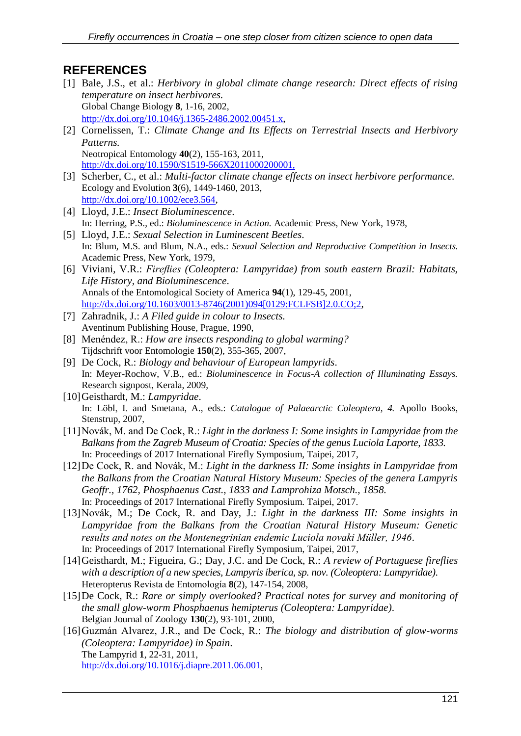## REFERENCES

[1] Bale, J.S., et al.: *Herbivory in global climate change research: Direct effects of rising temperature on insect herbivores*.
Global Change Biology **8**, 1-16, 2002,
http://dx.doi.org/10.1046/j.1365-2486.2002.00451.x,

[2] Cornelissen, T.: *Climate Change and Its Effects on Terrestrial Insects and Herbivory Patterns.*
Neotropical Entomology **40**(2), 155-163, 2011,
http://dx.doi.org/10.1590/S1519-566X2011000200001,

[3] Scherber, C., et al.: *Multi-factor climate change effects on insect herbivore performance.*
Ecology and Evolution **3**(6), 1449-1460, 2013,
http://dx.doi.org/10.1002/ece3.564,

[4] Lloyd, J.E.: *Insect Bioluminescence*.
In: Herring, P.S., ed.: *Bioluminescence in Action.* Academic Press, New York, 1978,

[5] Lloyd, J.E.: *Sexual Selection in Luminescent Beetles*.
In: Blum, M.S. and Blum, N.A., eds.: *Sexual Selection and Reproductive Competition in Insects.* Academic Press, New York, 1979,

[6] Viviani, V.R.: *Fireflies (Coleoptera: Lampyridae) from south eastern Brazil: Habitats, Life History, and Bioluminescence*.
Annals of the Entomological Society of America **94**(1), 129-45, 2001,
http://dx.doi.org/10.1603/0013-8746(2001)094[0129:FCLFSB]2.0.CO;2,

[7] Zahradnik, J.: *A Filed guide in colour to Insects.*
Aventinum Publishing House, Prague, 1990,

[8] Menéndez, R.: *How are insects responding to global warming?*
Tijdschrift voor Entomologie **150**(2), 355-365, 2007,

[9] De Cock, R.: *Biology and behaviour of European lampyrids*.
In: Meyer-Rochow, V.B., ed.: *Bioluminescence in Focus-A collection of Illuminating Essays.* Research signpost, Kerala, 2009,

[10] Geisthardt, M.: *Lampyridae*.
In: Löbl, I. and Smetana, A., eds.: *Catalogue of Palaearctic Coleoptera, 4.* Apollo Books, Stenstrup, 2007,

[11] Novák, M. and De Cock, R.: *Light in the darkness I: Some insights in Lampyridae from the Balkans from the Zagreb Museum of Croatia: Species of the genus Luciola Laporte, 1833.*
In: Proceedings of 2017 International Firefly Symposium, Taipei, 2017,

[12] De Cock, R. and Novák, M.: *Light in the darkness II: Some insights in Lampyridae from the Balkans from the Croatian Natural History Museum: Species of the genera Lampyris Geoffr., 1762, Phosphaenus Cast., 1833 and Lamprohiza Motsch., 1858.*
In: Proceedings of 2017 International Firefly Symposium. Taipei, 2017.

[13] Novák, M.; De Cock, R. and Day, J.: *Light in the darkness III: Some insights in Lampyridae from the Balkans from the Croatian Natural History Museum: Genetic results and notes on the Montenegrinian endemic Luciola novaki Müller, 1946*.
In: Proceedings of 2017 International Firefly Symposium, Taipei, 2017,

[14] Geisthardt, M.; Figueira, G.; Day, J.C. and De Cock, R.: *A review of Portuguese fireflies with a description of a new species, Lampyris iberica, sp. nov. (Coleoptera: Lampyridae).*
Heteropterus Revista de Entomología **8**(2), 147-154, 2008,

[15] De Cock, R.: *Rare or simply overlooked? Practical notes for survey and monitoring of the small glow-worm Phosphaenus hemipterus (Coleoptera: Lampyridae).*
Belgian Journal of Zoology **130**(2), 93-101, 2000,

[16] Guzmán Alvarez, J.R., and De Cock, R.: *The biology and distribution of glow-worms (Coleoptera: Lampyridae) in Spain*.
The Lampyrid **1**, 22-31, 2011,
http://dx.doi.org/10.1016/j.diapre.2011.06.001,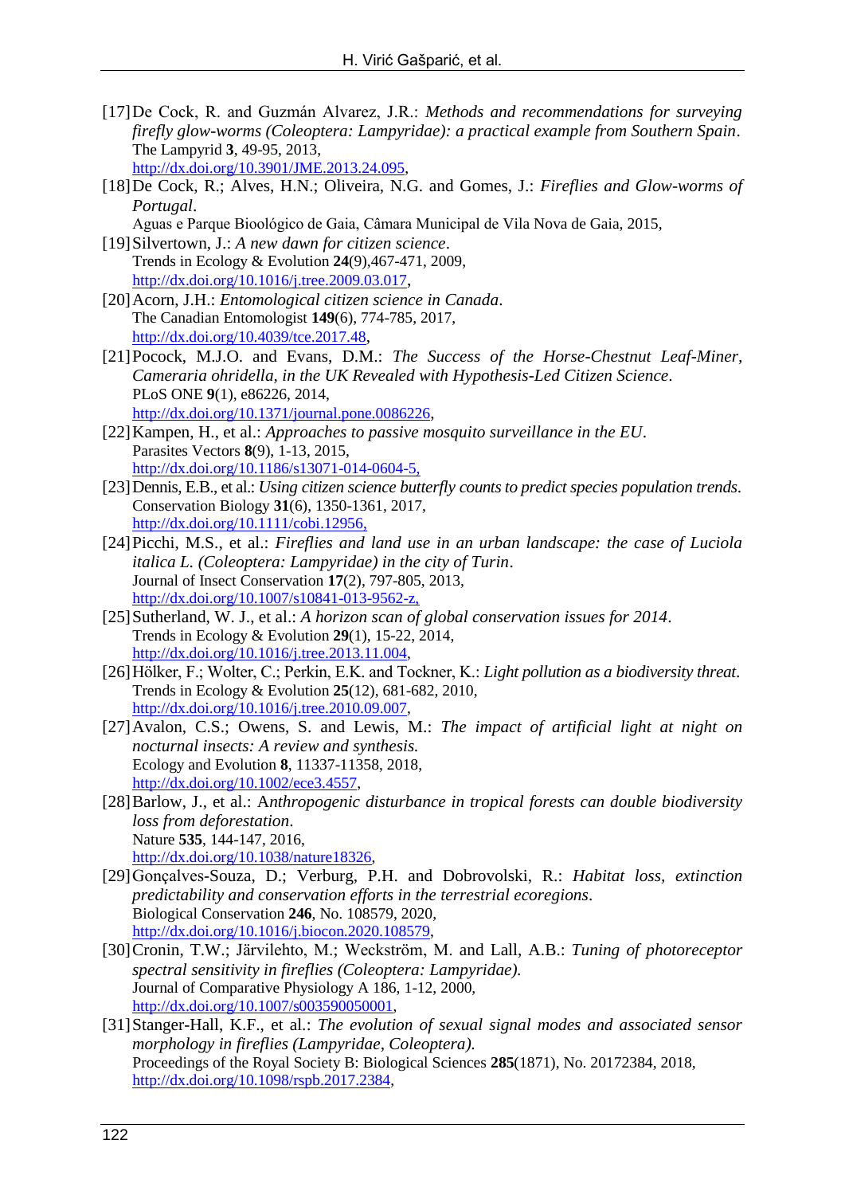[17] De Cock, R. and Guzmán Alvarez, J.R.: *Methods and recommendations for surveying firefly glow-worms (Coleoptera: Lampyridae): a practical example from Southern Spain*. The Lampyrid **3**, 49-95, 2013, http://dx.doi.org/10.3901/JME.2013.24.095,

[18] De Cock, R.; Alves, H.N.; Oliveira, N.G. and Gomes, J.: *Fireflies and Glow-worms of Portugal*. Aguas e Parque Bioológico de Gaia, Câmara Municipal de Vila Nova de Gaia, 2015,

[19] Silvertown, J.: *A new dawn for citizen science*. Trends in Ecology & Evolution **24**(9),467-471, 2009, http://dx.doi.org/10.1016/j.tree.2009.03.017,

[20] Acorn, J.H.: *Entomological citizen science in Canada*. The Canadian Entomologist **149**(6), 774-785, 2017, http://dx.doi.org/10.4039/tce.2017.48,

[21] Pocock, M.J.O. and Evans, D.M.: *The Success of the Horse-Chestnut Leaf-Miner, Cameraria ohridella, in the UK Revealed with Hypothesis-Led Citizen Science*. PLoS ONE **9**(1), e86226, 2014, http://dx.doi.org/10.1371/journal.pone.0086226,

[22] Kampen, H., et al.: *Approaches to passive mosquito surveillance in the EU*. Parasites Vectors **8**(9), 1-13, 2015, http://dx.doi.org/10.1186/s13071-014-0604-5,

[23] Dennis, E.B., et al.: *Using citizen science butterfly counts to predict species population trends*. Conservation Biology **31**(6), 1350-1361, 2017, http://dx.doi.org/10.1111/cobi.12956,

[24] Picchi, M.S., et al.: *Fireflies and land use in an urban landscape: the case of Luciola italica L. (Coleoptera: Lampyridae) in the city of Turin*. Journal of Insect Conservation **17**(2), 797-805, 2013, http://dx.doi.org/10.1007/s10841-013-9562-z,

[25] Sutherland, W. J., et al.: *A horizon scan of global conservation issues for 2014*. Trends in Ecology & Evolution **29**(1), 15-22, 2014, http://dx.doi.org/10.1016/j.tree.2013.11.004,

[26] Hölker, F.; Wolter, C.; Perkin, E.K. and Tockner, K.: *Light pollution as a biodiversity threat*. Trends in Ecology & Evolution **25**(12), 681-682, 2010, http://dx.doi.org/10.1016/j.tree.2010.09.007,

[27] Avalon, C.S.; Owens, S. and Lewis, M.: *The impact of artificial light at night on nocturnal insects: A review and synthesis.* Ecology and Evolution **8**, 11337-11358, 2018, http://dx.doi.org/10.1002/ece3.4557,

[28] Barlow, J., et al.: A*nthropogenic disturbance in tropical forests can double biodiversity loss from deforestation*. Nature **535**, 144-147, 2016, http://dx.doi.org/10.1038/nature18326,

[29] Gonçalves-Souza, D.; Verburg, P.H. and Dobrovolski, R.: *Habitat loss, extinction predictability and conservation efforts in the terrestrial ecoregions*. Biological Conservation **246**, No. 108579, 2020, http://dx.doi.org/10.1016/j.biocon.2020.108579,

[30] Cronin, T.W.; Järvilehto, M.; Weckström, M. and Lall, A.B.: *Tuning of photoreceptor spectral sensitivity in fireflies (Coleoptera: Lampyridae).* Journal of Comparative Physiology A 186, 1-12, 2000, http://dx.doi.org/10.1007/s003590050001,

[31] Stanger-Hall, K.F., et al.: *The evolution of sexual signal modes and associated sensor morphology in fireflies (Lampyridae, Coleoptera).* Proceedings of the Royal Society B: Biological Sciences **285**(1871), No. 20172384, 2018, http://dx.doi.org/10.1098/rspb.2017.2384,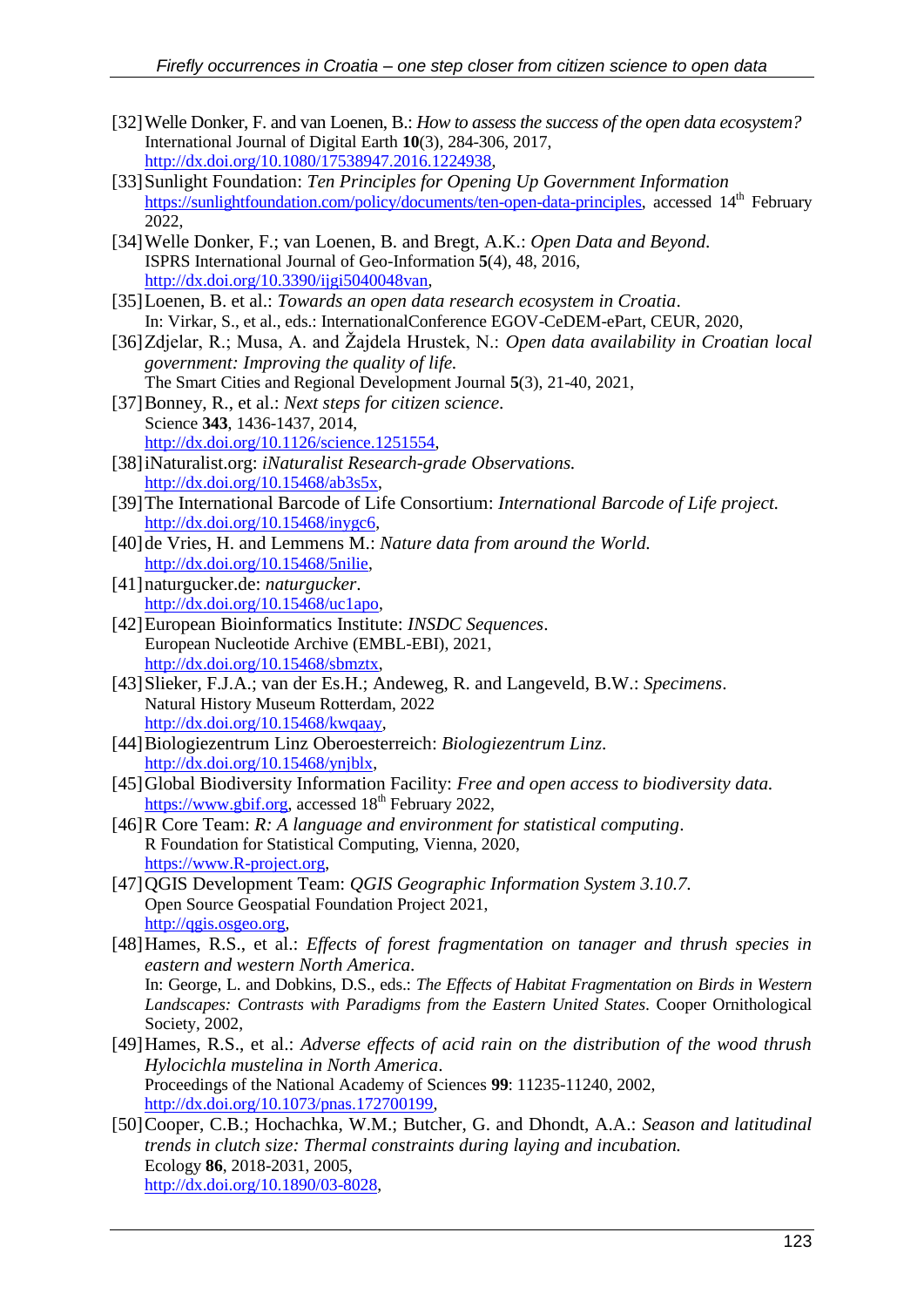[32] Welle Donker, F. and van Loenen, B.: *How to assess the success of the open data ecosystem?* International Journal of Digital Earth **10**(3), 284-306, 2017, http://dx.doi.org/10.1080/17538947.2016.1224938,

[33] Sunlight Foundation: *Ten Principles for Opening Up Government Information* https://sunlightfoundation.com/policy/documents/ten-open-data-principles, accessed 14th February 2022,

[34] Welle Donker, F.; van Loenen, B. and Bregt, A.K.: *Open Data and Beyond*. ISPRS International Journal of Geo-Information **5**(4), 48, 2016, http://dx.doi.org/10.3390/ijgi5040048van,

[35] Loenen, B. et al.: *Towards an open data research ecosystem in Croatia*. In: Virkar, S., et al., eds.: InternationalConference EGOV-CeDEM-ePart, CEUR, 2020,

[36] Zdjelar, R.; Musa, A. and Žajdela Hrustek, N.: *Open data availability in Croatian local government: Improving the quality of life.* The Smart Cities and Regional Development Journal **5**(3), 21-40, 2021,

[37] Bonney, R., et al.: *Next steps for citizen science*. Science **343**, 1436-1437, 2014, http://dx.doi.org/10.1126/science.1251554,

[38] iNaturalist.org: *iNaturalist Research-grade Observations.* http://dx.doi.org/10.15468/ab3s5x,

[39] The International Barcode of Life Consortium: *International Barcode of Life project.* http://dx.doi.org/10.15468/inygc6,

[40] de Vries, H. and Lemmens M.: *Nature data from around the World.* http://dx.doi.org/10.15468/5nilie,

[41] naturgucker.de: *naturgucker.* http://dx.doi.org/10.15468/uc1apo,

[42] European Bioinformatics Institute: *INSDC Sequences*. European Nucleotide Archive (EMBL-EBI), 2021, http://dx.doi.org/10.15468/sbmztx,

[43] Slieker, F.J.A.; van der Es.H.; Andeweg, R. and Langeveld, B.W.: *Specimens*. Natural History Museum Rotterdam, 2022 http://dx.doi.org/10.15468/kwqaay,

[44] Biologiezentrum Linz Oberoesterreich: *Biologiezentrum Linz.* http://dx.doi.org/10.15468/ynjblx,

[45] Global Biodiversity Information Facility: *Free and open access to biodiversity data.* https://www.gbif.org, accessed 18th February 2022,

[46] R Core Team: *R: A language and environment for statistical computing*. R Foundation for Statistical Computing, Vienna, 2020, https://www.R-project.org,

[47] QGIS Development Team: *QGIS Geographic Information System 3.10.7.* Open Source Geospatial Foundation Project 2021, http://qgis.osgeo.org,

[48] Hames, R.S., et al.: *Effects of forest fragmentation on tanager and thrush species in eastern and western North America*. In: George, L. and Dobkins, D.S., eds.: *The Effects of Habitat Fragmentation on Birds in Western Landscapes: Contrasts with Paradigms from the Eastern United States*. Cooper Ornithological Society, 2002,

[49] Hames, R.S., et al.: *Adverse effects of acid rain on the distribution of the wood thrush Hylocichla mustelina in North America*. Proceedings of the National Academy of Sciences **99**: 11235-11240, 2002, http://dx.doi.org/10.1073/pnas.172700199,

[50] Cooper, C.B.; Hochachka, W.M.; Butcher, G. and Dhondt, A.A.: *Season and latitudinal trends in clutch size: Thermal constraints during laying and incubation.* Ecology **86**, 2018-2031, 2005, http://dx.doi.org/10.1890/03-8028,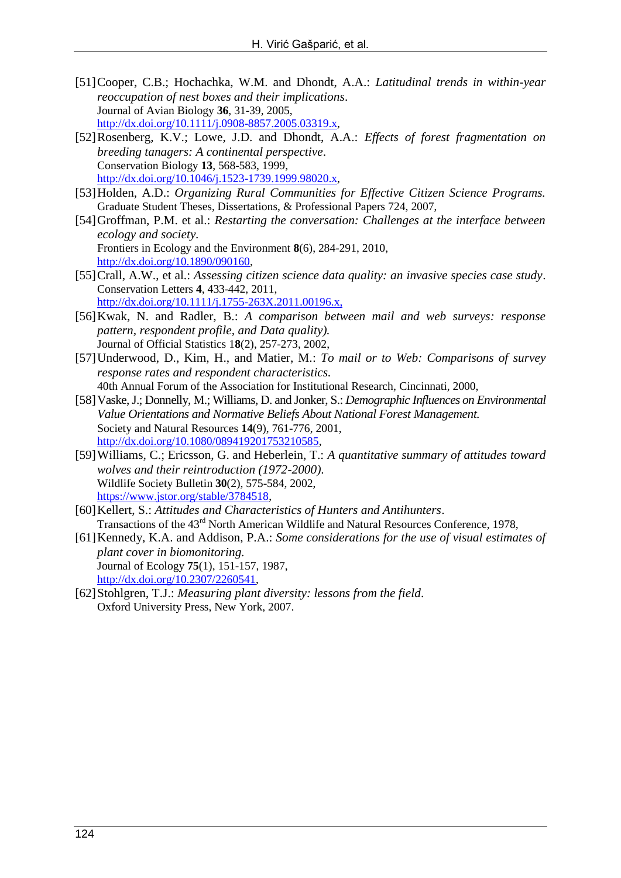[51] Cooper, C.B.; Hochachka, W.M. and Dhondt, A.A.: *Latitudinal trends in within-year reoccupation of nest boxes and their implications*.
Journal of Avian Biology **36**, 31-39, 2005,
http://dx.doi.org/10.1111/j.0908-8857.2005.03319.x,

[52] Rosenberg, K.V.; Lowe, J.D. and Dhondt, A.A.: *Effects of forest fragmentation on breeding tanagers: A continental perspective*.
Conservation Biology **13**, 568-583, 1999,
http://dx.doi.org/10.1046/j.1523-1739.1999.98020.x,

[53] Holden, A.D.: *Organizing Rural Communities for Effective Citizen Science Programs.*
Graduate Student Theses, Dissertations, & Professional Papers 724, 2007,

[54] Groffman, P.M. et al.: *Restarting the conversation: Challenges at the interface between ecology and society.*
Frontiers in Ecology and the Environment **8**(6), 284-291, 2010,
http://dx.doi.org/10.1890/090160,

[55] Crall, A.W., et al.: *Assessing citizen science data quality: an invasive species case study*.
Conservation Letters **4**, 433-442, 2011,
http://dx.doi.org/10.1111/j.1755-263X.2011.00196.x,

[56] Kwak, N. and Radler, B.: *A comparison between mail and web surveys: response pattern, respondent profile, and Data quality).*
Journal of Official Statistics 1**8**(2), 257-273, 2002,

[57] Underwood, D., Kim, H., and Matier, M.: *To mail or to Web: Comparisons of survey response rates and respondent characteristics.*
40th Annual Forum of the Association for Institutional Research, Cincinnati, 2000,

[58] Vaske, J.; Donnelly, M.; Williams, D. and Jonker, S.: *Demographic Influences on Environmental Value Orientations and Normative Beliefs About National Forest Management.*
Society and Natural Resources **14**(9), 761-776, 2001,
http://dx.doi.org/10.1080/089419201753210585,

[59] Williams, C.; Ericsson, G. and Heberlein, T.: *A quantitative summary of attitudes toward wolves and their reintroduction (1972-2000).*
Wildlife Society Bulletin **30**(2), 575-584, 2002,
https://www.jstor.org/stable/3784518,

[60] Kellert, S.: *Attitudes and Characteristics of Hunters and Antihunters*.
Transactions of the 43rd North American Wildlife and Natural Resources Conference, 1978,

[61] Kennedy, K.A. and Addison, P.A.: *Some considerations for the use of visual estimates of plant cover in biomonitoring.*
Journal of Ecology **75**(1), 151-157, 1987,
http://dx.doi.org/10.2307/2260541,

[62] Stohlgren, T.J.: *Measuring plant diversity: lessons from the field*.
Oxford University Press, New York, 2007.